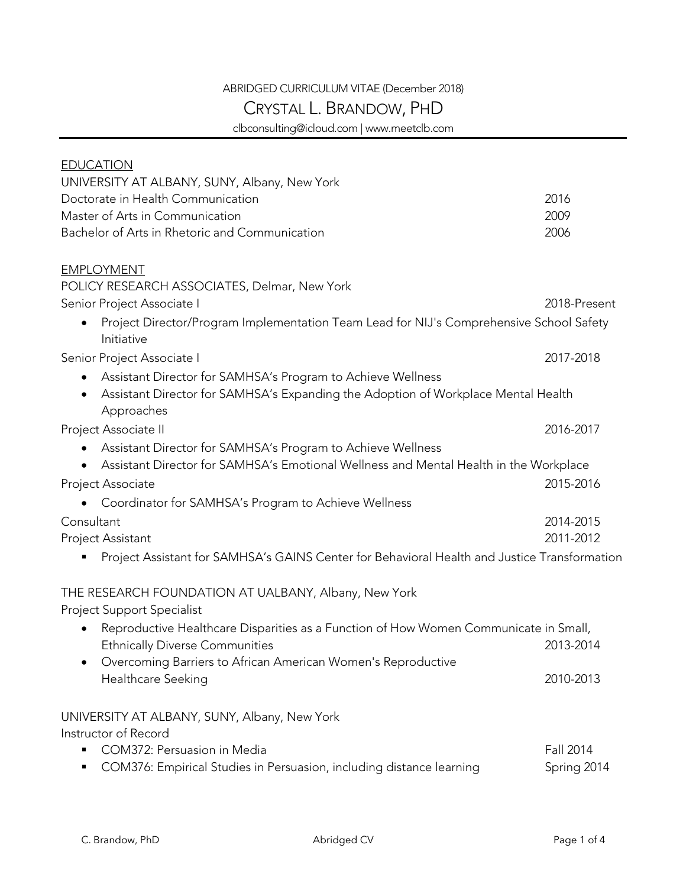ABRIDGED CURRICULUM VITAE (December 2018)

# CRYSTAL L. BRANDOW, PHD

clbconsulting@icloud.com | www.meetclb.com

## EDUCATION

UNIVERSITY AT ALBANY, SUNY, Albany, New York

Doctorate in Health Communication — 2016

Master of Arts in Communication — 2009

Bachelor of Arts in Rhetoric and Communication — 2006

## EMPLOYMENT

POLICY RESEARCH ASSOCIATES, Delmar, New York

Senior Project Associate I — 2018-Present

- Project Director/Program Implementation Team Lead for NIJ's Comprehensive School Safety Initiative

Senior Project Associate I — 2017-2018

- Assistant Director for SAMHSA's Program to Achieve Wellness
- Assistant Director for SAMHSA's Expanding the Adoption of Workplace Mental Health Approaches

Project Associate II — 2016-2017

- Assistant Director for SAMHSA's Program to Achieve Wellness
- Assistant Director for SAMHSA's Emotional Wellness and Mental Health in the Workplace

Project Associate — 2015-2016

- Coordinator for SAMHSA's Program to Achieve Wellness

Consultant — 2014-2015

Project Assistant — 2011-2012

- Project Assistant for SAMHSA's GAINS Center for Behavioral Health and Justice Transformation

THE RESEARCH FOUNDATION AT UALBANY, Albany, New York

Project Support Specialist

- Reproductive Healthcare Disparities as a Function of How Women Communicate in Small, Ethnically Diverse Communities — 2013-2014
- Overcoming Barriers to African American Women's Reproductive Healthcare Seeking — 2010-2013

UNIVERSITY AT ALBANY, SUNY, Albany, New York

Instructor of Record

- COM372: Persuasion in Media — Fall 2014
- COM376: Empirical Studies in Persuasion, including distance learning — Spring 2014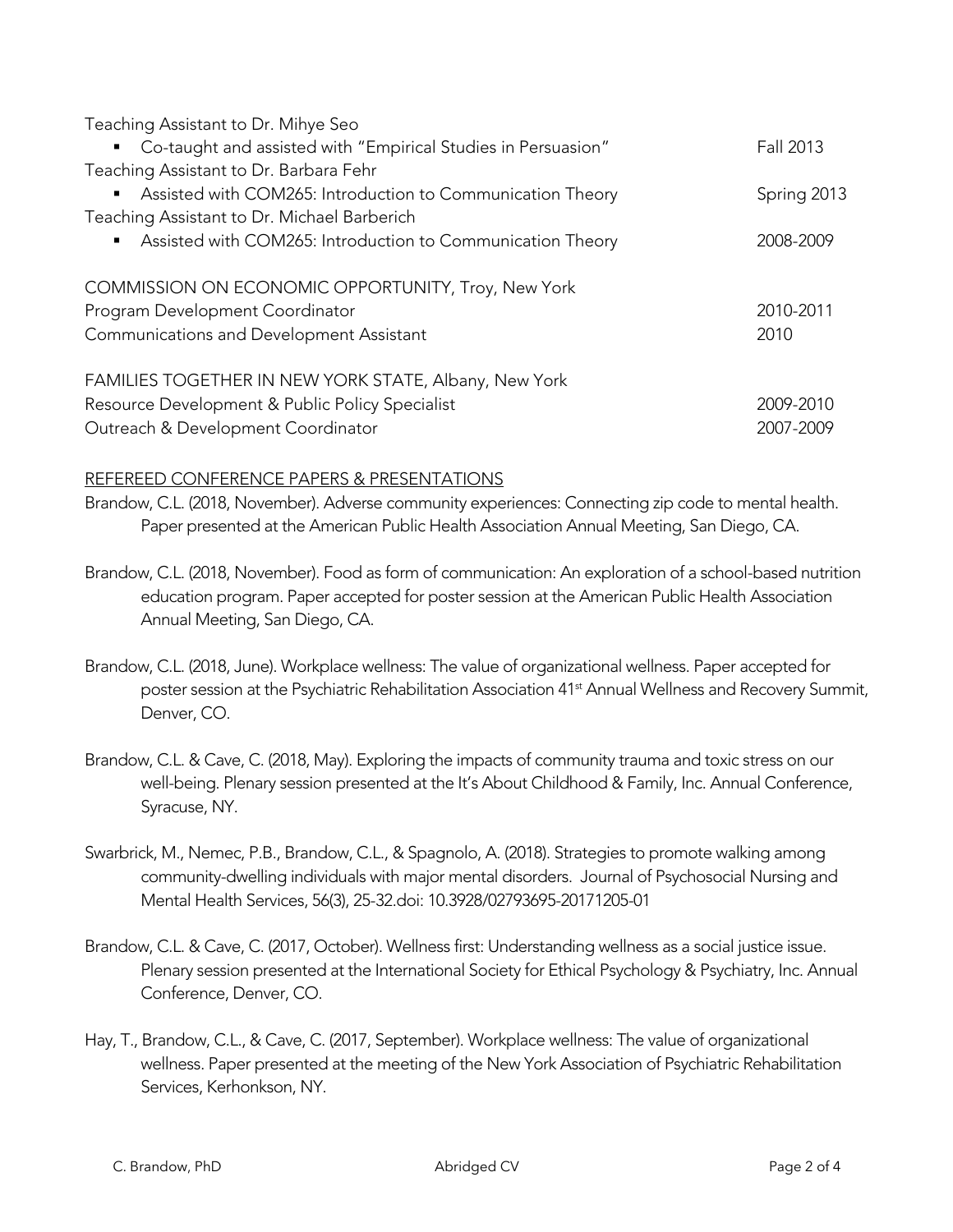Teaching Assistant to Dr. Mihye Seo

- Co-taught and assisted with "Empirical Studies in Persuasion" — Fall 2013

Teaching Assistant to Dr. Barbara Fehr

- Assisted with COM265: Introduction to Communication Theory — Spring 2013

Teaching Assistant to Dr. Michael Barberich

- Assisted with COM265: Introduction to Communication Theory — 2008-2009

COMMISSION ON ECONOMIC OPPORTUNITY, Troy, New York

Program Development Coordinator — 2010-2011

Communications and Development Assistant — 2010

FAMILIES TOGETHER IN NEW YORK STATE, Albany, New York

Resource Development & Public Policy Specialist — 2009-2010

Outreach & Development Coordinator — 2007-2009

## REFEREED CONFERENCE PAPERS & PRESENTATIONS

Brandow, C.L. (2018, November). Adverse community experiences: Connecting zip code to mental health. Paper presented at the American Public Health Association Annual Meeting, San Diego, CA.

Brandow, C.L. (2018, November). Food as form of communication: An exploration of a school-based nutrition education program. Paper accepted for poster session at the American Public Health Association Annual Meeting, San Diego, CA.

Brandow, C.L. (2018, June). Workplace wellness: The value of organizational wellness. Paper accepted for poster session at the Psychiatric Rehabilitation Association 41st Annual Wellness and Recovery Summit, Denver, CO.

Brandow, C.L. & Cave, C. (2018, May). Exploring the impacts of community trauma and toxic stress on our well-being. Plenary session presented at the It's About Childhood & Family, Inc. Annual Conference, Syracuse, NY.

Swarbrick, M., Nemec, P.B., Brandow, C.L., & Spagnolo, A. (2018). Strategies to promote walking among community-dwelling individuals with major mental disorders. Journal of Psychosocial Nursing and Mental Health Services, 56(3), 25-32.doi: 10.3928/02793695-20171205-01

Brandow, C.L. & Cave, C. (2017, October). Wellness first: Understanding wellness as a social justice issue. Plenary session presented at the International Society for Ethical Psychology & Psychiatry, Inc. Annual Conference, Denver, CO.

Hay, T., Brandow, C.L., & Cave, C. (2017, September). Workplace wellness: The value of organizational wellness. Paper presented at the meeting of the New York Association of Psychiatric Rehabilitation Services, Kerhonkson, NY.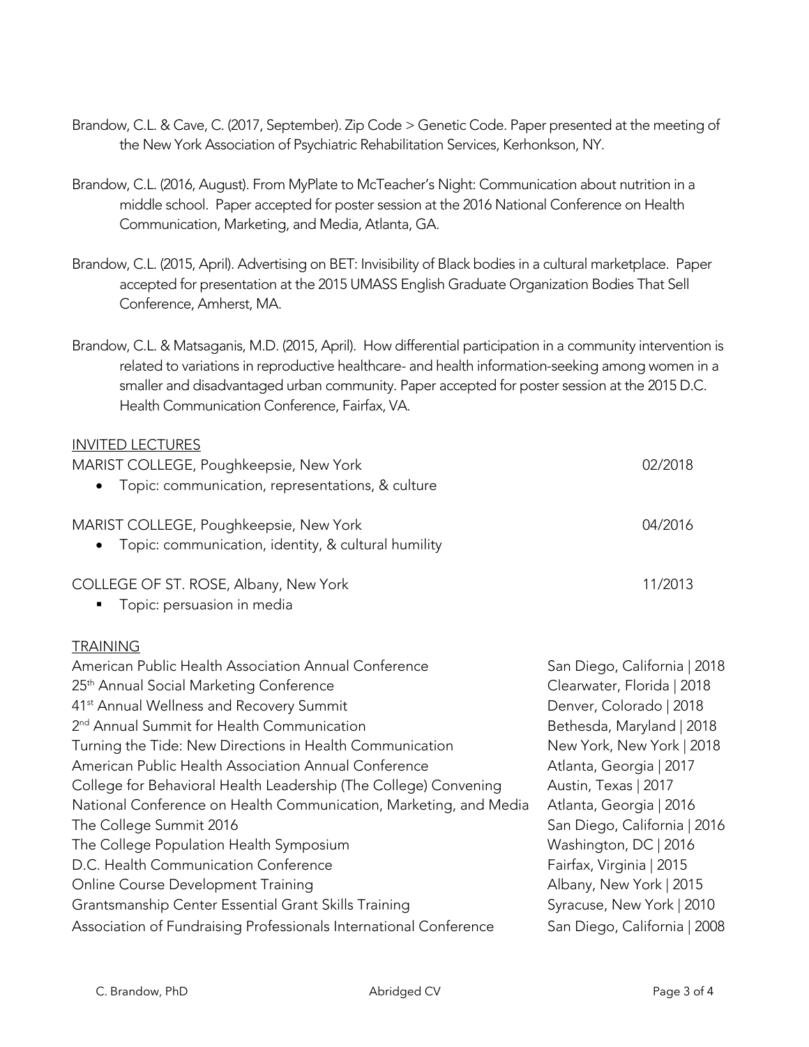Brandow, C.L. & Cave, C. (2017, September). Zip Code > Genetic Code. Paper presented at the meeting of the New York Association of Psychiatric Rehabilitation Services, Kerhonkson, NY.

Brandow, C.L. (2016, August). From MyPlate to McTeacher's Night: Communication about nutrition in a middle school. Paper accepted for poster session at the 2016 National Conference on Health Communication, Marketing, and Media, Atlanta, GA.

Brandow, C.L. (2015, April). Advertising on BET: Invisibility of Black bodies in a cultural marketplace. Paper accepted for presentation at the 2015 UMASS English Graduate Organization Bodies That Sell Conference, Amherst, MA.

Brandow, C.L. & Matsaganis, M.D. (2015, April). How differential participation in a community intervention is related to variations in reproductive healthcare- and health information-seeking among women in a smaller and disadvantaged urban community. Paper accepted for poster session at the 2015 D.C. Health Communication Conference, Fairfax, VA.

## INVITED LECTURES

MARIST COLLEGE, Poughkeepsie, New York — 02/2018

- Topic: communication, representations, & culture

MARIST COLLEGE, Poughkeepsie, New York — 04/2016

- Topic: communication, identity, & cultural humility

COLLEGE OF ST. ROSE, Albany, New York — 11/2013

- Topic: persuasion in media

## TRAINING

| Training | Location |
| --- | --- |
| American Public Health Association Annual Conference | San Diego, California \| 2018 |
| 25th Annual Social Marketing Conference | Clearwater, Florida \| 2018 |
| 41st Annual Wellness and Recovery Summit | Denver, Colorado \| 2018 |
| 2nd Annual Summit for Health Communication | Bethesda, Maryland \| 2018 |
| Turning the Tide: New Directions in Health Communication | New York, New York \| 2018 |
| American Public Health Association Annual Conference | Atlanta, Georgia \| 2017 |
| College for Behavioral Health Leadership (The College) Convening | Austin, Texas \| 2017 |
| National Conference on Health Communication, Marketing, and Media | Atlanta, Georgia \| 2016 |
| The College Summit 2016 | San Diego, California \| 2016 |
| The College Population Health Symposium | Washington, DC \| 2016 |
| D.C. Health Communication Conference | Fairfax, Virginia \| 2015 |
| Online Course Development Training | Albany, New York \| 2015 |
| Grantsmanship Center Essential Grant Skills Training | Syracuse, New York \| 2010 |
| Association of Fundraising Professionals International Conference | San Diego, California \| 2008 |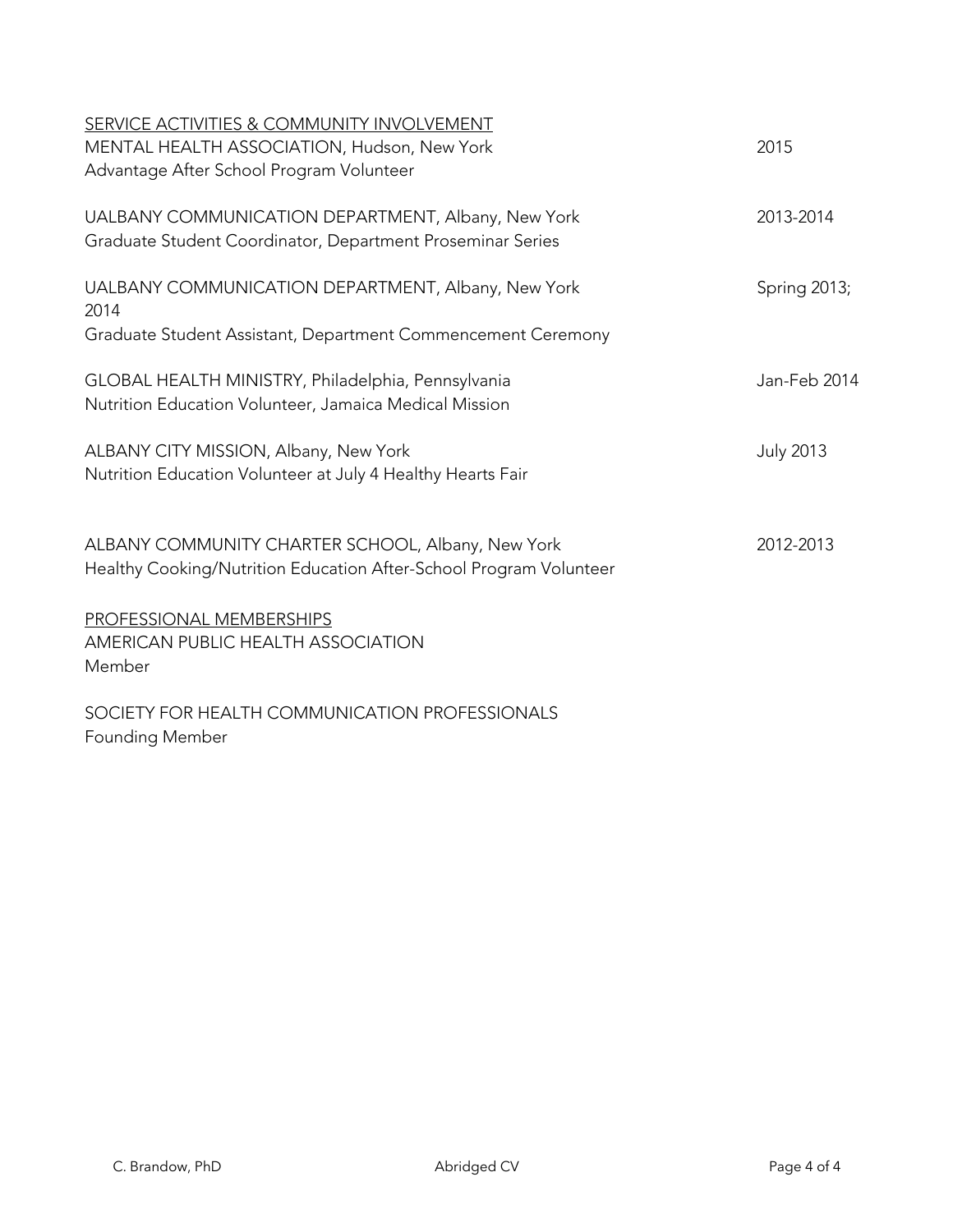## SERVICE ACTIVITIES & COMMUNITY INVOLVEMENT

MENTAL HEALTH ASSOCIATION, Hudson, New York — 2015
Advantage After School Program Volunteer

UALBANY COMMUNICATION DEPARTMENT, Albany, New York — 2013-2014
Graduate Student Coordinator, Department Proseminar Series

UALBANY COMMUNICATION DEPARTMENT, Albany, New York — Spring 2013; 2014
Graduate Student Assistant, Department Commencement Ceremony

GLOBAL HEALTH MINISTRY, Philadelphia, Pennsylvania — Jan-Feb 2014
Nutrition Education Volunteer, Jamaica Medical Mission

ALBANY CITY MISSION, Albany, New York — July 2013
Nutrition Education Volunteer at July 4 Healthy Hearts Fair

ALBANY COMMUNITY CHARTER SCHOOL, Albany, New York — 2012-2013
Healthy Cooking/Nutrition Education After-School Program Volunteer

## PROFESSIONAL MEMBERSHIPS

AMERICAN PUBLIC HEALTH ASSOCIATION
Member

SOCIETY FOR HEALTH COMMUNICATION PROFESSIONALS
Founding Member